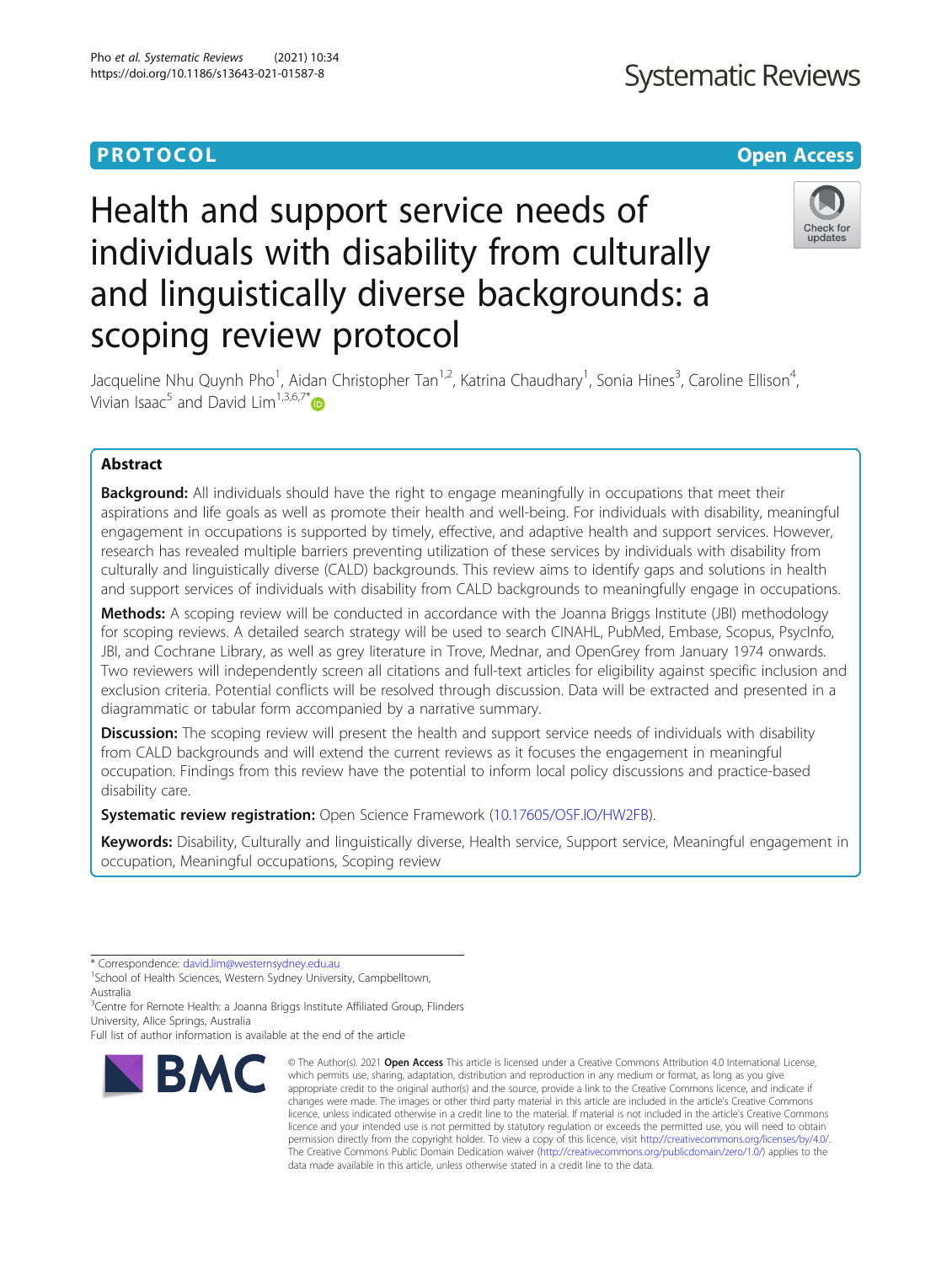**PROTOCOL** **Open Access**

# Health and support service needs of individuals with disability from culturally and linguistically diverse backgrounds: a scoping review protocol

Jacqueline Nhu Quynh Pho[1], Aidan Christopher Tan[1,2], Katrina Chaudhary[1], Sonia Hines[3], Caroline Ellison[4], Vivian Isaac[5] and David Lim[1,3,6,7*]

## Abstract

**Background:** All individuals should have the right to engage meaningfully in occupations that meet their aspirations and life goals as well as promote their health and well-being. For individuals with disability, meaningful engagement in occupations is supported by timely, effective, and adaptive health and support services. However, research has revealed multiple barriers preventing utilization of these services by individuals with disability from culturally and linguistically diverse (CALD) backgrounds. This review aims to identify gaps and solutions in health and support services of individuals with disability from CALD backgrounds to meaningfully engage in occupations.

**Methods:** A scoping review will be conducted in accordance with the Joanna Briggs Institute (JBI) methodology for scoping reviews. A detailed search strategy will be used to search CINAHL, PubMed, Embase, Scopus, PsycInfo, JBI, and Cochrane Library, as well as grey literature in Trove, Mednar, and OpenGrey from January 1974 onwards. Two reviewers will independently screen all citations and full-text articles for eligibility against specific inclusion and exclusion criteria. Potential conflicts will be resolved through discussion. Data will be extracted and presented in a diagrammatic or tabular form accompanied by a narrative summary.

**Discussion:** The scoping review will present the health and support service needs of individuals with disability from CALD backgrounds and will extend the current reviews as it focuses the engagement in meaningful occupation. Findings from this review have the potential to inform local policy discussions and practice-based disability care.

**Systematic review registration:** Open Science Framework (10.17605/OSF.IO/HW2FB).

**Keywords:** Disability, Culturally and linguistically diverse, Health service, Support service, Meaningful engagement in occupation, Meaningful occupations, Scoping review

\* Correspondence: david.lim@westernsydney.edu.au
[1]School of Health Sciences, Western Sydney University, Campbelltown, Australia
[3]Centre for Remote Health: a Joanna Briggs Institute Affiliated Group, Flinders University, Alice Springs, Australia
Full list of author information is available at the end of the article

© The Author(s). 2021 **Open Access** This article is licensed under a Creative Commons Attribution 4.0 International License, which permits use, sharing, adaptation, distribution and reproduction in any medium or format, as long as you give appropriate credit to the original author(s) and the source, provide a link to the Creative Commons licence, and indicate if changes were made. The images or other third party material in this article are included in the article's Creative Commons licence, unless indicated otherwise in a credit line to the material. If material is not included in the article's Creative Commons licence and your intended use is not permitted by statutory regulation or exceeds the permitted use, you will need to obtain permission directly from the copyright holder. To view a copy of this licence, visit http://creativecommons.org/licenses/by/4.0/. The Creative Commons Public Domain Dedication waiver (http://creativecommons.org/publicdomain/zero/1.0/) applies to the data made available in this article, unless otherwise stated in a credit line to the data.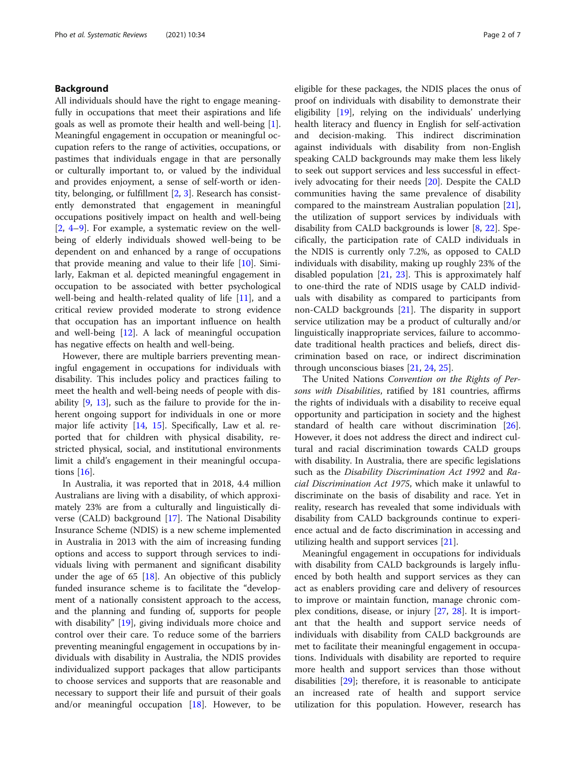## Background

All individuals should have the right to engage meaningfully in occupations that meet their aspirations and life goals as well as promote their health and well-being [1]. Meaningful engagement in occupation or meaningful occupation refers to the range of activities, occupations, or pastimes that individuals engage in that are personally or culturally important to, or valued by the individual and provides enjoyment, a sense of self-worth or identity, belonging, or fulfillment [2, 3]. Research has consistently demonstrated that engagement in meaningful occupations positively impact on health and well-being [2, 4–9]. For example, a systematic review on the well-being of elderly individuals showed well-being to be dependent on and enhanced by a range of occupations that provide meaning and value to their life [10]. Similarly, Eakman et al. depicted meaningful engagement in occupation to be associated with better psychological well-being and health-related quality of life [11], and a critical review provided moderate to strong evidence that occupation has an important influence on health and well-being [12]. A lack of meaningful occupation has negative effects on health and well-being.

However, there are multiple barriers preventing meaningful engagement in occupations for individuals with disability. This includes policy and practices failing to meet the health and well-being needs of people with disability [9, 13], such as the failure to provide for the inherent ongoing support for individuals in one or more major life activity [14, 15]. Specifically, Law et al. reported that for children with physical disability, restricted physical, social, and institutional environments limit a child's engagement in their meaningful occupations [16].

In Australia, it was reported that in 2018, 4.4 million Australians are living with a disability, of which approximately 23% are from a culturally and linguistically diverse (CALD) background [17]. The National Disability Insurance Scheme (NDIS) is a new scheme implemented in Australia in 2013 with the aim of increasing funding options and access to support through services to individuals living with permanent and significant disability under the age of 65 [18]. An objective of this publicly funded insurance scheme is to facilitate the "development of a nationally consistent approach to the access, and the planning and funding of, supports for people with disability" [19], giving individuals more choice and control over their care. To reduce some of the barriers preventing meaningful engagement in occupations by individuals with disability in Australia, the NDIS provides individualized support packages that allow participants to choose services and supports that are reasonable and necessary to support their life and pursuit of their goals and/or meaningful occupation [18]. However, to be eligible for these packages, the NDIS places the onus of proof on individuals with disability to demonstrate their eligibility [19], relying on the individuals' underlying health literacy and fluency in English for self-activation and decision-making. This indirect discrimination against individuals with disability from non-English speaking CALD backgrounds may make them less likely to seek out support services and less successful in effectively advocating for their needs [20]. Despite the CALD communities having the same prevalence of disability compared to the mainstream Australian population [21], the utilization of support services by individuals with disability from CALD backgrounds is lower [8, 22]. Specifically, the participation rate of CALD individuals in the NDIS is currently only 7.2%, as opposed to CALD individuals with disability, making up roughly 23% of the disabled population [21, 23]. This is approximately half to one-third the rate of NDIS usage by CALD individuals with disability as compared to participants from non-CALD backgrounds [21]. The disparity in support service utilization may be a product of culturally and/or linguistically inappropriate services, failure to accommodate traditional health practices and beliefs, direct discrimination based on race, or indirect discrimination through unconscious biases [21, 24, 25].

The United Nations *Convention on the Rights of Persons with Disabilities*, ratified by 181 countries, affirms the rights of individuals with a disability to receive equal opportunity and participation in society and the highest standard of health care without discrimination [26]. However, it does not address the direct and indirect cultural and racial discrimination towards CALD groups with disability. In Australia, there are specific legislations such as the *Disability Discrimination Act 1992* and *Racial Discrimination Act 1975*, which make it unlawful to discriminate on the basis of disability and race. Yet in reality, research has revealed that some individuals with disability from CALD backgrounds continue to experience actual and de facto discrimination in accessing and utilizing health and support services [21].

Meaningful engagement in occupations for individuals with disability from CALD backgrounds is largely influenced by both health and support services as they can act as enablers providing care and delivery of resources to improve or maintain function, manage chronic complex conditions, disease, or injury [27, 28]. It is important that the health and support service needs of individuals with disability from CALD backgrounds are met to facilitate their meaningful engagement in occupations. Individuals with disability are reported to require more health and support services than those without disabilities [29]; therefore, it is reasonable to anticipate an increased rate of health and support service utilization for this population. However, research has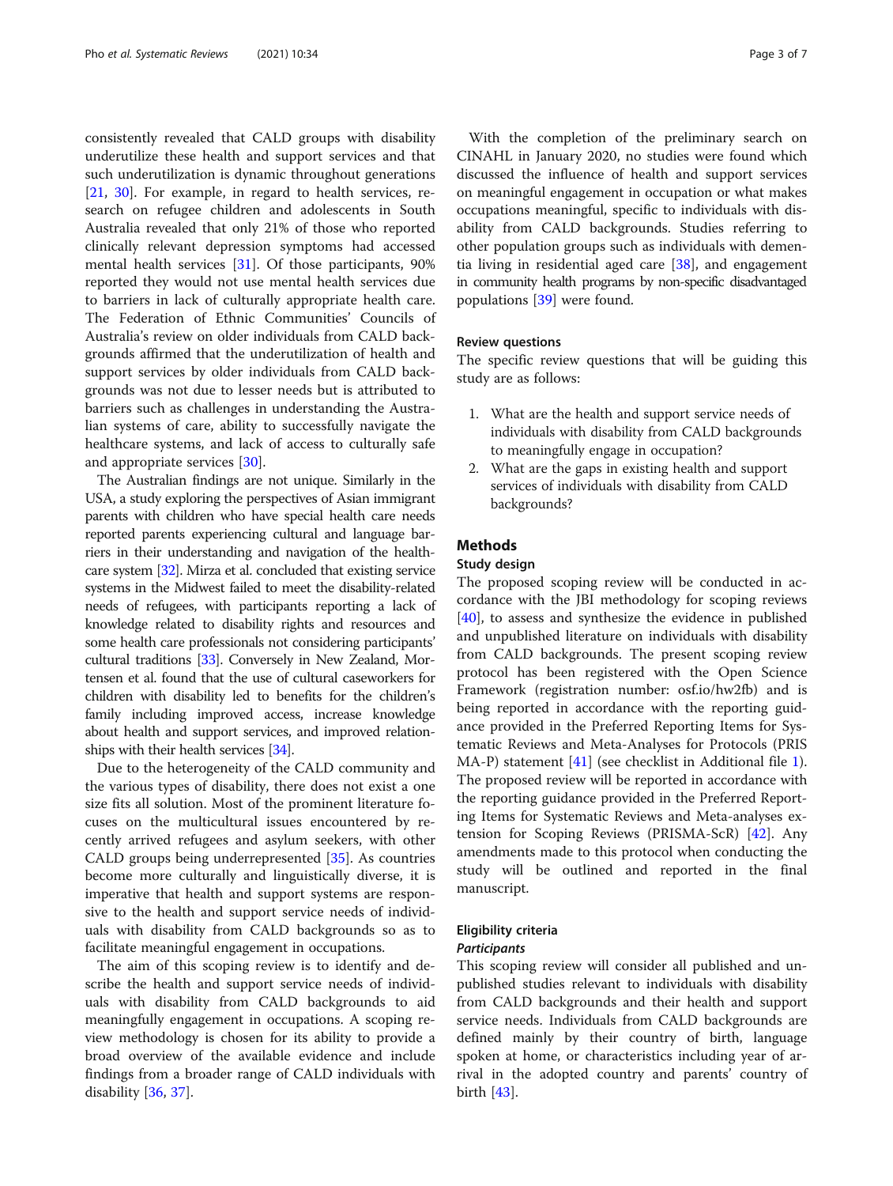consistently revealed that CALD groups with disability underutilize these health and support services and that such underutilization is dynamic throughout generations [21, 30]. For example, in regard to health services, research on refugee children and adolescents in South Australia revealed that only 21% of those who reported clinically relevant depression symptoms had accessed mental health services [31]. Of those participants, 90% reported they would not use mental health services due to barriers in lack of culturally appropriate health care. The Federation of Ethnic Communities' Councils of Australia's review on older individuals from CALD backgrounds affirmed that the underutilization of health and support services by older individuals from CALD backgrounds was not due to lesser needs but is attributed to barriers such as challenges in understanding the Australian systems of care, ability to successfully navigate the healthcare systems, and lack of access to culturally safe and appropriate services [30].

The Australian findings are not unique. Similarly in the USA, a study exploring the perspectives of Asian immigrant parents with children who have special health care needs reported parents experiencing cultural and language barriers in their understanding and navigation of the healthcare system [32]. Mirza et al. concluded that existing service systems in the Midwest failed to meet the disability-related needs of refugees, with participants reporting a lack of knowledge related to disability rights and resources and some health care professionals not considering participants' cultural traditions [33]. Conversely in New Zealand, Mortensen et al. found that the use of cultural caseworkers for children with disability led to benefits for the children's family including improved access, increase knowledge about health and support services, and improved relationships with their health services [34].

Due to the heterogeneity of the CALD community and the various types of disability, there does not exist a one size fits all solution. Most of the prominent literature focuses on the multicultural issues encountered by recently arrived refugees and asylum seekers, with other CALD groups being underrepresented [35]. As countries become more culturally and linguistically diverse, it is imperative that health and support systems are responsive to the health and support service needs of individuals with disability from CALD backgrounds so as to facilitate meaningful engagement in occupations.

The aim of this scoping review is to identify and describe the health and support service needs of individuals with disability from CALD backgrounds to aid meaningfully engagement in occupations. A scoping review methodology is chosen for its ability to provide a broad overview of the available evidence and include findings from a broader range of CALD individuals with disability [36, 37].

With the completion of the preliminary search on CINAHL in January 2020, no studies were found which discussed the influence of health and support services on meaningful engagement in occupation or what makes occupations meaningful, specific to individuals with disability from CALD backgrounds. Studies referring to other population groups such as individuals with dementia living in residential aged care [38], and engagement in community health programs by non-specific disadvantaged populations [39] were found.

### Review questions

The specific review questions that will be guiding this study are as follows:

1. What are the health and support service needs of individuals with disability from CALD backgrounds to meaningfully engage in occupation?
2. What are the gaps in existing health and support services of individuals with disability from CALD backgrounds?

## Methods

### Study design

The proposed scoping review will be conducted in accordance with the JBI methodology for scoping reviews [40], to assess and synthesize the evidence in published and unpublished literature on individuals with disability from CALD backgrounds. The present scoping review protocol has been registered with the Open Science Framework (registration number: osf.io/hw2fb) and is being reported in accordance with the reporting guidance provided in the Preferred Reporting Items for Systematic Reviews and Meta-Analyses for Protocols (PRISMA-P) statement [41] (see checklist in Additional file 1). The proposed review will be reported in accordance with the reporting guidance provided in the Preferred Reporting Items for Systematic Reviews and Meta-analyses extension for Scoping Reviews (PRISMA-ScR) [42]. Any amendments made to this protocol when conducting the study will be outlined and reported in the final manuscript.

### Eligibility criteria

#### *Participants*

This scoping review will consider all published and unpublished studies relevant to individuals with disability from CALD backgrounds and their health and support service needs. Individuals from CALD backgrounds are defined mainly by their country of birth, language spoken at home, or characteristics including year of arrival in the adopted country and parents' country of birth [43].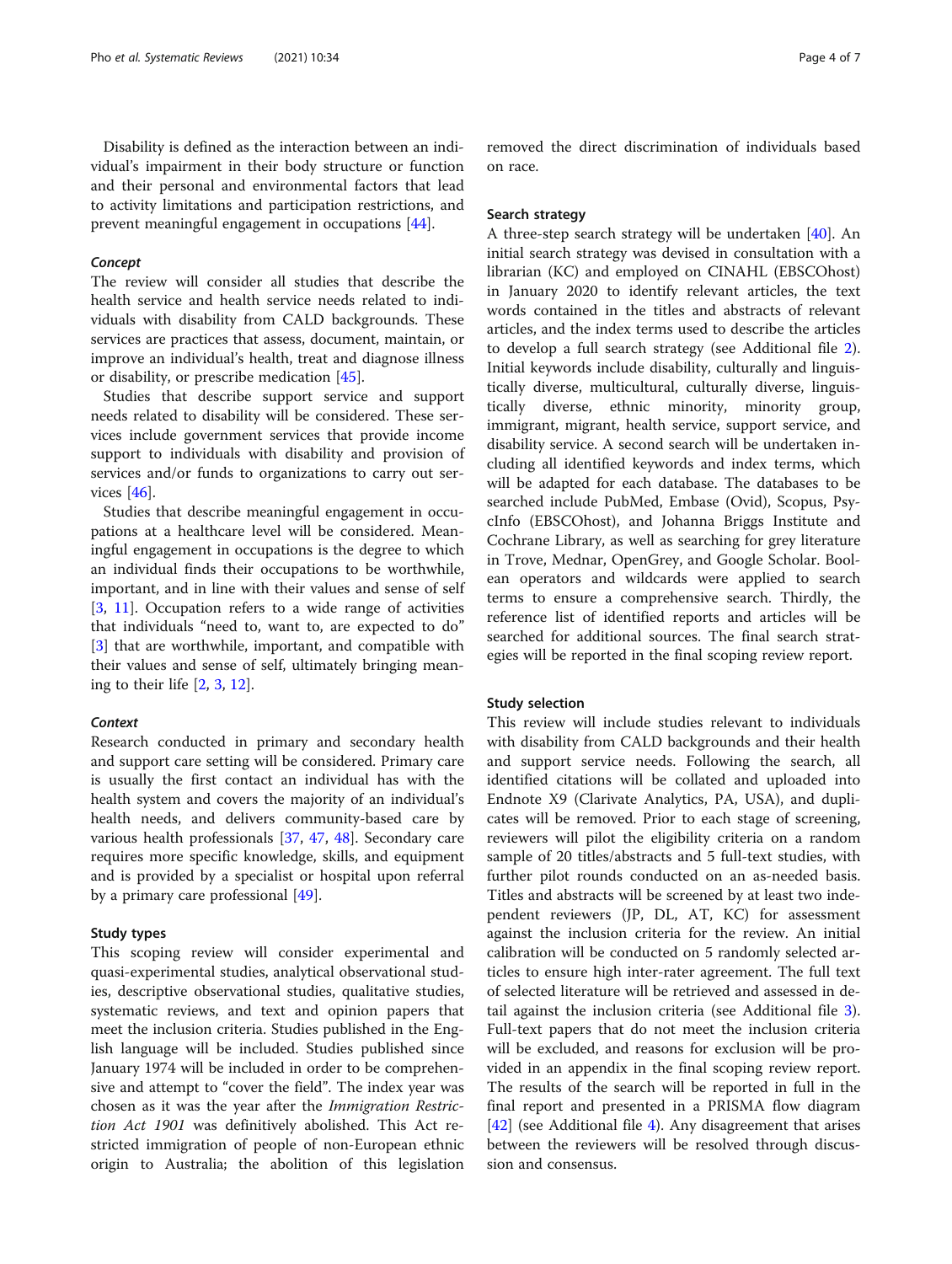Disability is defined as the interaction between an individual's impairment in their body structure or function and their personal and environmental factors that lead to activity limitations and participation restrictions, and prevent meaningful engagement in occupations [44].

### *Concept*

The review will consider all studies that describe the health service and health service needs related to individuals with disability from CALD backgrounds. These services are practices that assess, document, maintain, or improve an individual's health, treat and diagnose illness or disability, or prescribe medication [45].

Studies that describe support service and support needs related to disability will be considered. These services include government services that provide income support to individuals with disability and provision of services and/or funds to organizations to carry out services [46].

Studies that describe meaningful engagement in occupations at a healthcare level will be considered. Meaningful engagement in occupations is the degree to which an individual finds their occupations to be worthwhile, important, and in line with their values and sense of self [3, 11]. Occupation refers to a wide range of activities that individuals "need to, want to, are expected to do" [3] that are worthwhile, important, and compatible with their values and sense of self, ultimately bringing meaning to their life [2, 3, 12].

### *Context*

Research conducted in primary and secondary health and support care setting will be considered. Primary care is usually the first contact an individual has with the health system and covers the majority of an individual's health needs, and delivers community-based care by various health professionals [37, 47, 48]. Secondary care requires more specific knowledge, skills, and equipment and is provided by a specialist or hospital upon referral by a primary care professional [49].

### Study types

This scoping review will consider experimental and quasi-experimental studies, analytical observational studies, descriptive observational studies, qualitative studies, systematic reviews, and text and opinion papers that meet the inclusion criteria. Studies published in the English language will be included. Studies published since January 1974 will be included in order to be comprehensive and attempt to "cover the field". The index year was chosen as it was the year after the *Immigration Restriction Act 1901* was definitively abolished. This Act restricted immigration of people of non-European ethnic origin to Australia; the abolition of this legislation removed the direct discrimination of individuals based on race.

### Search strategy

A three-step search strategy will be undertaken [40]. An initial search strategy was devised in consultation with a librarian (KC) and employed on CINAHL (EBSCOhost) in January 2020 to identify relevant articles, the text words contained in the titles and abstracts of relevant articles, and the index terms used to describe the articles to develop a full search strategy (see Additional file 2). Initial keywords include disability, culturally and linguistically diverse, multicultural, culturally diverse, linguistically diverse, ethnic minority, minority group, immigrant, migrant, health service, support service, and disability service. A second search will be undertaken including all identified keywords and index terms, which will be adapted for each database. The databases to be searched include PubMed, Embase (Ovid), Scopus, PsycInfo (EBSCOhost), and Johanna Briggs Institute and Cochrane Library, as well as searching for grey literature in Trove, Mednar, OpenGrey, and Google Scholar. Boolean operators and wildcards were applied to search terms to ensure a comprehensive search. Thirdly, the reference list of identified reports and articles will be searched for additional sources. The final search strategies will be reported in the final scoping review report.

### Study selection

This review will include studies relevant to individuals with disability from CALD backgrounds and their health and support service needs. Following the search, all identified citations will be collated and uploaded into Endnote X9 (Clarivate Analytics, PA, USA), and duplicates will be removed. Prior to each stage of screening, reviewers will pilot the eligibility criteria on a random sample of 20 titles/abstracts and 5 full-text studies, with further pilot rounds conducted on an as-needed basis. Titles and abstracts will be screened by at least two independent reviewers (JP, DL, AT, KC) for assessment against the inclusion criteria for the review. An initial calibration will be conducted on 5 randomly selected articles to ensure high inter-rater agreement. The full text of selected literature will be retrieved and assessed in detail against the inclusion criteria (see Additional file 3). Full-text papers that do not meet the inclusion criteria will be excluded, and reasons for exclusion will be provided in an appendix in the final scoping review report. The results of the search will be reported in full in the final report and presented in a PRISMA flow diagram [42] (see Additional file 4). Any disagreement that arises between the reviewers will be resolved through discussion and consensus.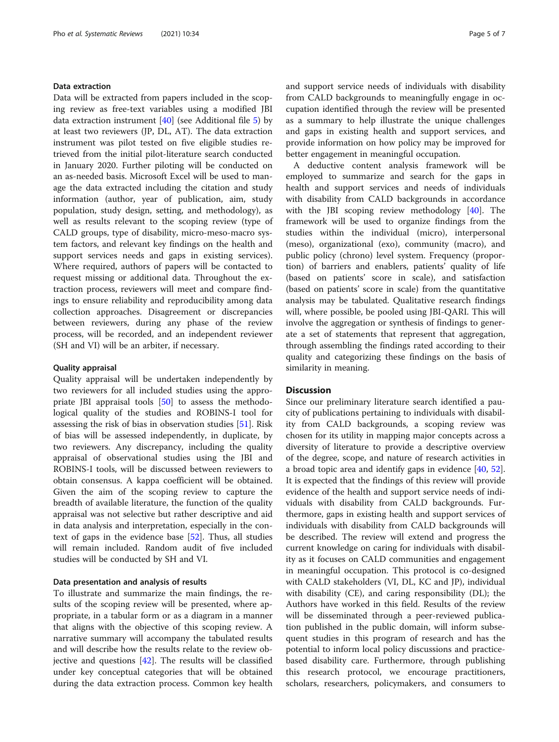### Data extraction

Data will be extracted from papers included in the scoping review as free-text variables using a modified JBI data extraction instrument [40] (see Additional file 5) by at least two reviewers (JP, DL, AT). The data extraction instrument was pilot tested on five eligible studies retrieved from the initial pilot-literature search conducted in January 2020. Further piloting will be conducted on an as-needed basis. Microsoft Excel will be used to manage the data extracted including the citation and study information (author, year of publication, aim, study population, study design, setting, and methodology), as well as results relevant to the scoping review (type of CALD groups, type of disability, micro-meso-macro system factors, and relevant key findings on the health and support services needs and gaps in existing services). Where required, authors of papers will be contacted to request missing or additional data. Throughout the extraction process, reviewers will meet and compare findings to ensure reliability and reproducibility among data collection approaches. Disagreement or discrepancies between reviewers, during any phase of the review process, will be recorded, and an independent reviewer (SH and VI) will be an arbiter, if necessary.

### Quality appraisal

Quality appraisal will be undertaken independently by two reviewers for all included studies using the appropriate JBI appraisal tools [50] to assess the methodological quality of the studies and ROBINS-I tool for assessing the risk of bias in observation studies [51]. Risk of bias will be assessed independently, in duplicate, by two reviewers. Any discrepancy, including the quality appraisal of observational studies using the JBI and ROBINS-I tools, will be discussed between reviewers to obtain consensus. A kappa coefficient will be obtained. Given the aim of the scoping review to capture the breadth of available literature, the function of the quality appraisal was not selective but rather descriptive and aid in data analysis and interpretation, especially in the context of gaps in the evidence base [52]. Thus, all studies will remain included. Random audit of five included studies will be conducted by SH and VI.

### Data presentation and analysis of results

To illustrate and summarize the main findings, the results of the scoping review will be presented, where appropriate, in a tabular form or as a diagram in a manner that aligns with the objective of this scoping review. A narrative summary will accompany the tabulated results and will describe how the results relate to the review objective and questions [42]. The results will be classified under key conceptual categories that will be obtained during the data extraction process. Common key health and support service needs of individuals with disability from CALD backgrounds to meaningfully engage in occupation identified through the review will be presented as a summary to help illustrate the unique challenges and gaps in existing health and support services, and provide information on how policy may be improved for better engagement in meaningful occupation.

A deductive content analysis framework will be employed to summarize and search for the gaps in health and support services and needs of individuals with disability from CALD backgrounds in accordance with the JBI scoping review methodology [40]. The framework will be used to organize findings from the studies within the individual (micro), interpersonal (meso), organizational (exo), community (macro), and public policy (chrono) level system. Frequency (proportion) of barriers and enablers, patients' quality of life (based on patients' score in scale), and satisfaction (based on patients' score in scale) from the quantitative analysis may be tabulated. Qualitative research findings will, where possible, be pooled using JBI-QARI. This will involve the aggregation or synthesis of findings to generate a set of statements that represent that aggregation, through assembling the findings rated according to their quality and categorizing these findings on the basis of similarity in meaning.

## Discussion

Since our preliminary literature search identified a paucity of publications pertaining to individuals with disability from CALD backgrounds, a scoping review was chosen for its utility in mapping major concepts across a diversity of literature to provide a descriptive overview of the degree, scope, and nature of research activities in a broad topic area and identify gaps in evidence [40, 52]. It is expected that the findings of this review will provide evidence of the health and support service needs of individuals with disability from CALD backgrounds. Furthermore, gaps in existing health and support services of individuals with disability from CALD backgrounds will be described. The review will extend and progress the current knowledge on caring for individuals with disability as it focuses on CALD communities and engagement in meaningful occupation. This protocol is co-designed with CALD stakeholders (VI, DL, KC and JP), individual with disability (CE), and caring responsibility (DL); the Authors have worked in this field. Results of the review will be disseminated through a peer-reviewed publication published in the public domain, will inform subsequent studies in this program of research and has the potential to inform local policy discussions and practice-based disability care. Furthermore, through publishing this research protocol, we encourage practitioners, scholars, researchers, policymakers, and consumers to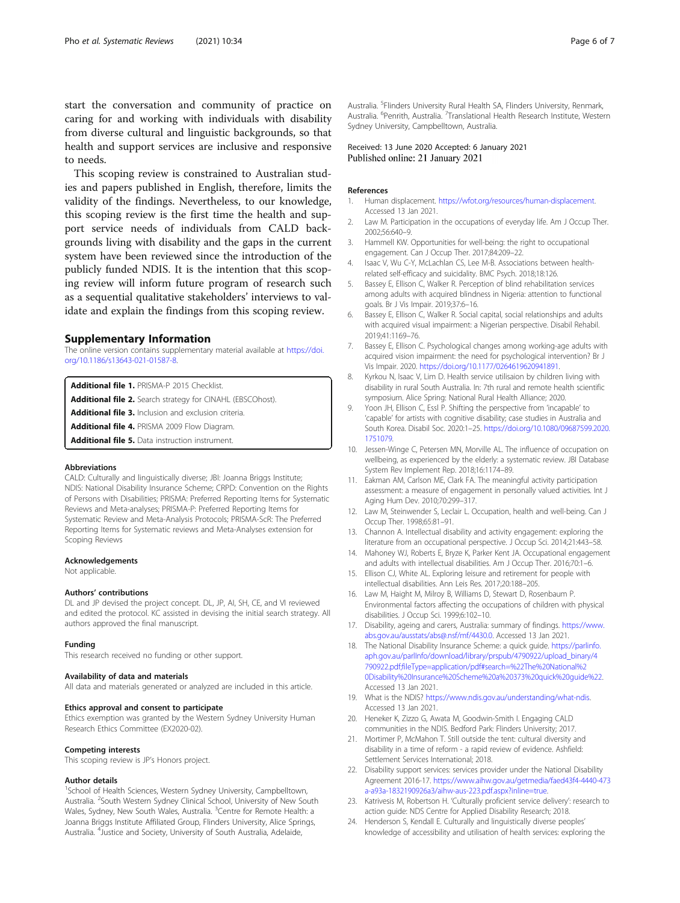start the conversation and community of practice on caring for and working with individuals with disability from diverse cultural and linguistic backgrounds, so that health and support services are inclusive and responsive to needs.

This scoping review is constrained to Australian studies and papers published in English, therefore, limits the validity of the findings. Nevertheless, to our knowledge, this scoping review is the first time the health and support service needs of individuals from CALD backgrounds living with disability and the gaps in the current system have been reviewed since the introduction of the publicly funded NDIS. It is the intention that this scoping review will inform future program of research such as a sequential qualitative stakeholders' interviews to validate and explain the findings from this scoping review.

## Supplementary Information

The online version contains supplementary material available at https://doi.org/10.1186/s13643-021-01587-8.

**Additional file 1.** PRISMA-P 2015 Checklist.
**Additional file 2.** Search strategy for CINAHL (EBSCOhost).
**Additional file 3.** Inclusion and exclusion criteria.
**Additional file 4.** PRISMA 2009 Flow Diagram.
**Additional file 5.** Data instruction instrument.

### Abbreviations

CALD: Culturally and linguistically diverse; JBI: Joanna Briggs Institute; NDIS: National Disability Insurance Scheme; CRPD: Convention on the Rights of Persons with Disabilities; PRISMA: Preferred Reporting Items for Systematic Reviews and Meta-analyses; PRISMA-P: Preferred Reporting Items for Systematic Review and Meta-Analysis Protocols; PRISMA-ScR: The Preferred Reporting Items for Systematic reviews and Meta-Analyses extension for Scoping Reviews

### Acknowledgements

Not applicable.

### Authors' contributions

DL and JP devised the project concept. DL, JP, AI, SH, CE, and VI reviewed and edited the protocol. KC assisted in devising the initial search strategy. All authors approved the final manuscript.

### Funding

This research received no funding or other support.

### Availability of data and materials

All data and materials generated or analyzed are included in this article.

### Ethics approval and consent to participate

Ethics exemption was granted by the Western Sydney University Human Research Ethics Committee (EX2020-02).

### Competing interests

This scoping review is JP's Honors project.

### Author details

[1]School of Health Sciences, Western Sydney University, Campbelltown, Australia. [2]South Western Sydney Clinical School, University of New South Wales, Sydney, New South Wales, Australia. [3]Centre for Remote Health: a Joanna Briggs Institute Affiliated Group, Flinders University, Alice Springs, Australia. [4]Justice and Society, University of South Australia, Adelaide, Australia. [5]Flinders University Rural Health SA, Flinders University, Renmark, Australia. [6]Penrith, Australia. [7]Translational Health Research Institute, Western Sydney University, Campbelltown, Australia.

Received: 13 June 2020 Accepted: 6 January 2021
Published online: 21 January 2021

### References

1. Human displacement. https://wfot.org/resources/human-displacement. Accessed 13 Jan 2021.
2. Law M. Participation in the occupations of everyday life. Am J Occup Ther. 2002;56:640–9.
3. Hammell KW. Opportunities for well-being: the right to occupational engagement. Can J Occup Ther. 2017;84:209–22.
4. Isaac V, Wu C-Y, McLachlan CS, Lee M-B. Associations between health-related self-efficacy and suicidality. BMC Psych. 2018;18:126.
5. Bassey E, Ellison C, Walker R. Perception of blind rehabilitation services among adults with acquired blindness in Nigeria: attention to functional goals. Br J Vis Impair. 2019;37:6–16.
6. Bassey E, Ellison C, Walker R. Social capital, social relationships and adults with acquired visual impairment: a Nigerian perspective. Disabil Rehabil. 2019;41:1169–76.
7. Bassey E, Ellison C. Psychological changes among working-age adults with acquired vision impairment: the need for psychological intervention? Br J Vis Impair. 2020. https://doi.org/10.1177/0264619620941891.
8. Kyrkou N, Isaac V, Lim D. Health service utilisaion by children living with disability in rural South Australia. In: 7th rural and remote health scientific symposium. Alice Spring: National Rural Health Alliance; 2020.
9. Yoon JH, Ellison C, Essl P. Shifting the perspective from 'incapable' to 'capable' for artists with cognitive disability; case studies in Australia and South Korea. Disabil Soc. 2020:1–25. https://doi.org/10.1080/09687599.2020.1751079.
10. Jessen-Winge C, Petersen MN, Morville AL. The influence of occupation on wellbeing, as experienced by the elderly: a systematic review. JBI Database System Rev Implement Rep. 2018;16:1174–89.
11. Eakman AM, Carlson ME, Clark FA. The meaningful activity participation assessment: a measure of engagement in personally valued activities. Int J Aging Hum Dev. 2010;70:299–317.
12. Law M, Steinwender S, Leclair L. Occupation, health and well-being. Can J Occup Ther. 1998;65:81–91.
13. Channon A. Intellectual disability and activity engagement: exploring the literature from an occupational perspective. J Occup Sci. 2014;21:443–58.
14. Mahoney WJ, Roberts E, Bryze K, Parker Kent JA. Occupational engagement and adults with intellectual disabilities. Am J Occup Ther. 2016;70:1–6.
15. Ellison CJ, White AL. Exploring leisure and retirement for people with intellectual disabilities. Ann Leis Res. 2017;20:188–205.
16. Law M, Haight M, Milroy B, Williams D, Stewart D, Rosenbaum P. Environmental factors affecting the occupations of children with physical disabilities. J Occup Sci. 1999;6:102–10.
17. Disability, ageing and carers, Australia: summary of findings. https://www.abs.gov.au/ausstats/abs@.nsf/mf/4430.0. Accessed 13 Jan 2021.
18. The National Disability Insurance Scheme: a quick guide. https://parlinfo.aph.gov.au/parlInfo/download/library/prspub/4790922/upload_binary/4790922.pdf;fileType=application/pdf#search=%22The%20National%20Disability%20Insurance%20Scheme%20a%20373%20quick%20guide%22. Accessed 13 Jan 2021.
19. What is the NDIS? https://www.ndis.gov.au/understanding/what-ndis. Accessed 13 Jan 2021.
20. Heneker K, Zizzo G, Awata M, Goodwin-Smith I. Engaging CALD communities in the NDIS. Bedford Park: Flinders University; 2017.
21. Mortimer P, McMahon T. Still outside the tent: cultural diversity and disability in a time of reform - a rapid review of evidence. Ashfield: Settlement Services International; 2018.
22. Disability support services: services provider under the National Disability Agreement 2016-17. https://www.aihw.gov.au/getmedia/faed43f4-4440-473a-a93a-1832190926a3/aihw-aus-223.pdf.aspx?inline=true.
23. Katrivesis M, Robertson H. 'Culturally proficient service delivery': research to action guide: NDS Centre for Applied Disability Research; 2018.
24. Henderson S, Kendall E. Culturally and linguistically diverse peoples' knowledge of accessibility and utilisation of health services: exploring the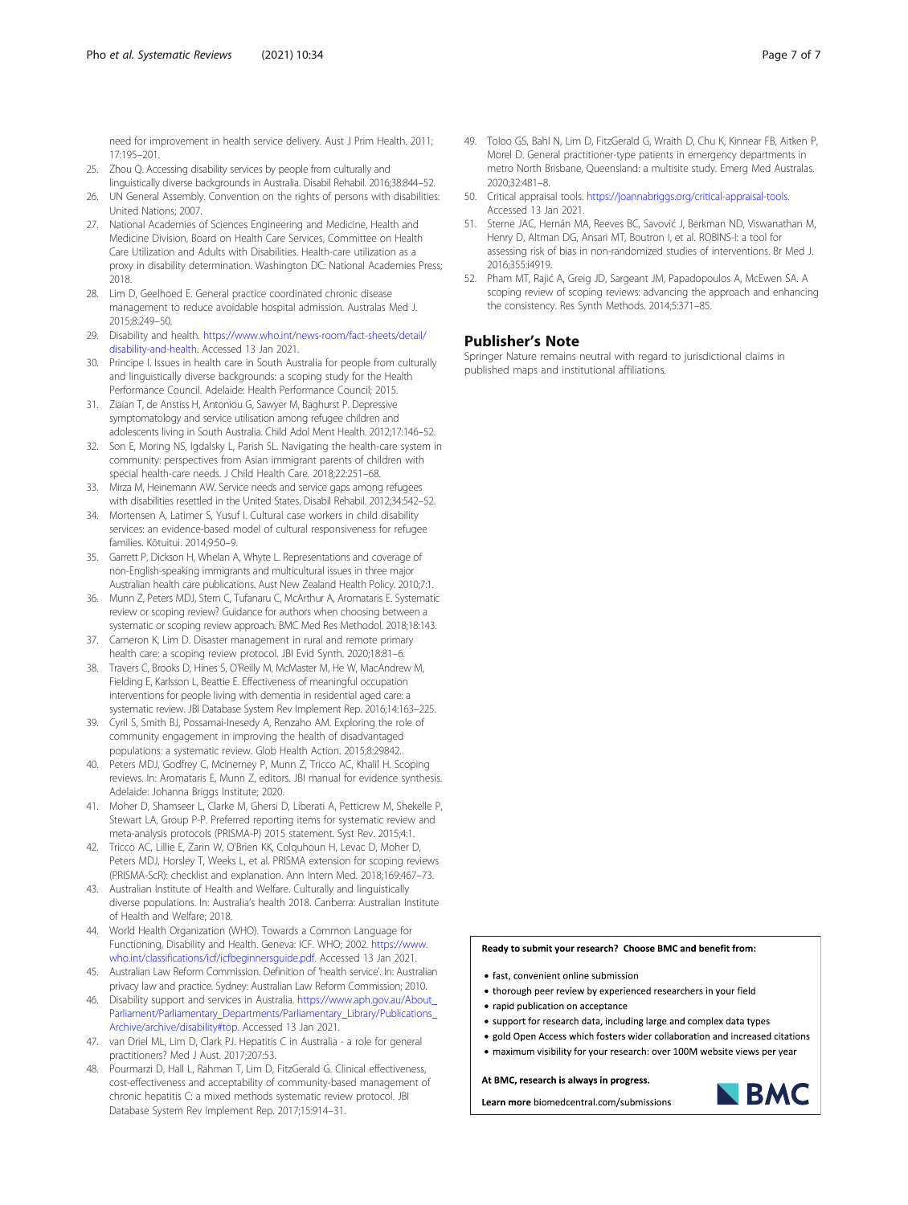need for improvement in health service delivery. Aust J Prim Health. 2011;17:195–201.

25. Zhou Q. Accessing disability services by people from culturally and linguistically diverse backgrounds in Australia. Disabil Rehabil. 2016;38:844–52.
26. UN General Assembly. Convention on the rights of persons with disabilities: United Nations; 2007.
27. National Academies of Sciences Engineering and Medicine, Health and Medicine Division, Board on Health Care Services, Committee on Health Care Utilization and Adults with Disabilities. Health-care utilization as a proxy in disability determination. Washington DC: National Academies Press; 2018.
28. Lim D, Geelhoed E. General practice coordinated chronic disease management to reduce avoidable hospital admission. Australas Med J. 2015;8:249–50.
29. Disability and health. https://www.who.int/news-room/fact-sheets/detail/disability-and-health. Accessed 13 Jan 2021.
30. Principe I. Issues in health care in South Australia for people from culturally and linguistically diverse backgrounds: a scoping study for the Health Performance Council. Adelaide: Health Performance Council; 2015.
31. Ziaian T, de Anstiss H, Antoniou G, Sawyer M, Baghurst P. Depressive symptomatology and service utilisation among refugee children and adolescents living in South Australia. Child Adol Ment Health. 2012;17:146–52.
32. Son E, Moring NS, Igdalsky L, Parish SL. Navigating the health-care system in community: perspectives from Asian immigrant parents of children with special health-care needs. J Child Health Care. 2018;22:251–68.
33. Mirza M, Heinemann AW. Service needs and service gaps among refugees with disabilities resettled in the United States. Disabil Rehabil. 2012;34:542–52.
34. Mortensen A, Latimer S, Yusuf I. Cultural case workers in child disability services: an evidence-based model of cultural responsiveness for refugee families. Kōtuitui. 2014;9:50–9.
35. Garrett P, Dickson H, Whelan A, Whyte L. Representations and coverage of non-English-speaking immigrants and multicultural issues in three major Australian health care publications. Aust New Zealand Health Policy. 2010;7:1.
36. Munn Z, Peters MDJ, Stern C, Tufanaru C, McArthur A, Aromataris E. Systematic review or scoping review? Guidance for authors when choosing between a systematic or scoping review approach. BMC Med Res Methodol. 2018;18:143.
37. Cameron K, Lim D. Disaster management in rural and remote primary health care: a scoping review protocol. JBI Evid Synth. 2020;18:81–6.
38. Travers C, Brooks D, Hines S, O'Reilly M, McMaster M, He W, MacAndrew M, Fielding E, Karlsson L, Beattie E. Effectiveness of meaningful occupation interventions for people living with dementia in residential aged care: a systematic review. JBI Database System Rev Implement Rep. 2016;14:163–225.
39. Cyril S, Smith BJ, Possamai-Inesedy A, Renzaho AM. Exploring the role of community engagement in improving the health of disadvantaged populations: a systematic review. Glob Health Action. 2015;8:29842.
40. Peters MDJ, Godfrey C, McInerney P, Munn Z, Tricco AC, Khalil H. Scoping reviews. In: Aromataris E, Munn Z, editors. JBI manual for evidence synthesis. Adelaide: Johanna Briggs Institute; 2020.
41. Moher D, Shamseer L, Clarke M, Ghersi D, Liberati A, Petticrew M, Shekelle P, Stewart LA, Group P-P. Preferred reporting items for systematic review and meta-analysis protocols (PRISMA-P) 2015 statement. Syst Rev. 2015;4:1.
42. Tricco AC, Lillie E, Zarin W, O'Brien KK, Colquhoun H, Levac D, Moher D, Peters MDJ, Horsley T, Weeks L, et al. PRISMA extension for scoping reviews (PRISMA-ScR): checklist and explanation. Ann Intern Med. 2018;169:467–73.
43. Australian Institute of Health and Welfare. Culturally and linguistically diverse populations. In: Australia's health 2018. Canberra: Australian Institute of Health and Welfare; 2018.
44. World Health Organization (WHO). Towards a Common Language for Functioning, Disability and Health. Geneva: ICF. WHO; 2002. https://www.who.int/classifications/icf/icfbeginnersguide.pdf. Accessed 13 Jan 2021.
45. Australian Law Reform Commission. Definition of 'health service'. In: Australian privacy law and practice. Sydney: Australian Law Reform Commission; 2010.
46. Disability support and services in Australia. https://www.aph.gov.au/About_Parliament/Parliamentary_Departments/Parliamentary_Library/Publications_Archive/archive/disability#top. Accessed 13 Jan 2021.
47. van Driel ML, Lim D, Clark PJ. Hepatitis C in Australia - a role for general practitioners? Med J Aust. 2017;207:53.
48. Pourmarzi D, Hall L, Rahman T, Lim D, FitzGerald G. Clinical effectiveness, cost-effectiveness and acceptability of community-based management of chronic hepatitis C: a mixed methods systematic review protocol. JBI Database System Rev Implement Rep. 2017;15:914–31.
49. Toloo GS, Bahl N, Lim D, FitzGerald G, Wraith D, Chu K, Kinnear FB, Aitken P, Morel D. General practitioner-type patients in emergency departments in metro North Brisbane, Queensland: a multisite study. Emerg Med Australas. 2020;32:481–8.
50. Critical appraisal tools. https://joannabriggs.org/critical-appraisal-tools. Accessed 13 Jan 2021.
51. Sterne JAC, Hernán MA, Reeves BC, Savović J, Berkman ND, Viswanathan M, Henry D, Altman DG, Ansari MT, Boutron I, et al. ROBINS-I: a tool for assessing risk of bias in non-randomized studies of interventions. Br Med J. 2016;355:i4919.
52. Pham MT, Rajić A, Greig JD, Sargeant JM, Papadopoulos A, McEwen SA. A scoping review of scoping reviews: advancing the approach and enhancing the consistency. Res Synth Methods. 2014;5:371–85.

## Publisher's Note

Springer Nature remains neutral with regard to jurisdictional claims in published maps and institutional affiliations.

**Ready to submit your research? Choose BMC and benefit from:**

- fast, convenient online submission
- thorough peer review by experienced researchers in your field
- rapid publication on acceptance
- support for research data, including large and complex data types
- gold Open Access which fosters wider collaboration and increased citations
- maximum visibility for your research: over 100M website views per year

**At BMC, research is always in progress.**

**Learn more** biomedcentral.com/submissions

BMC